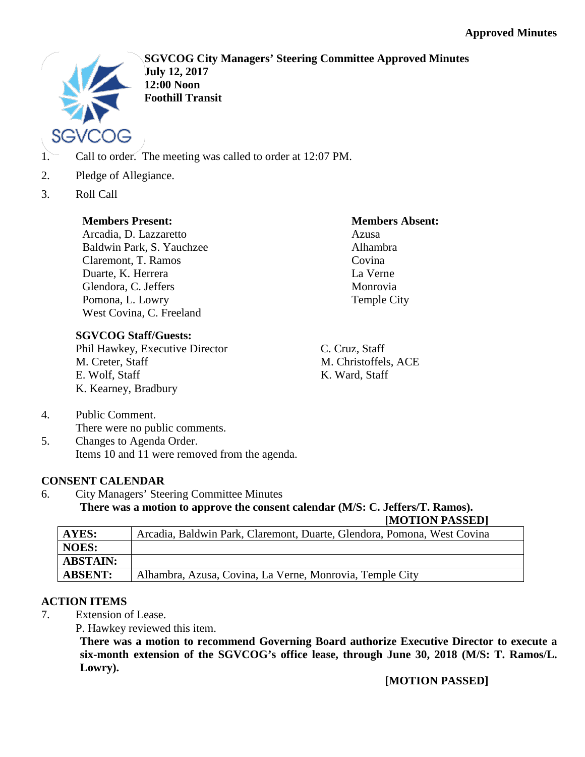**Approved Minutes**

**SGVCOG City Managers' Steering Committee Approved Minutes**
**July 12, 2017**
**12:00 Noon**
**Foothill Transit**

1. Call to order. The meeting was called to order at 12:07 PM.
2. Pledge of Allegiance.
3. Roll Call

**Members Present:**
Arcadia, D. Lazzaretto
Baldwin Park, S. Yauchzee
Claremont, T. Ramos
Duarte, K. Herrera
Glendora, C. Jeffers
Pomona, L. Lowry
West Covina, C. Freeland

**Members Absent:**
Azusa
Alhambra
Covina
La Verne
Monrovia
Temple City

**SGVCOG Staff/Guests:**
Phil Hawkey, Executive Director
M. Creter, Staff
E. Wolf, Staff
K. Kearney, Bradbury
C. Cruz, Staff
M. Christoffels, ACE
K. Ward, Staff

4. Public Comment.
   There were no public comments.
5. Changes to Agenda Order.
   Items 10 and 11 were removed from the agenda.

## CONSENT CALENDAR

6. City Managers' Steering Committee Minutes
   **There was a motion to approve the consent calendar (M/S: C. Jeffers/T. Ramos).**
   **[MOTION PASSED]**

| AYES: | Arcadia, Baldwin Park, Claremont, Duarte, Glendora, Pomona, West Covina |
|---|---|
| NOES: | |
| ABSTAIN: | |
| ABSENT: | Alhambra, Azusa, Covina, La Verne, Monrovia, Temple City |

## ACTION ITEMS

7. Extension of Lease.
   P. Hawkey reviewed this item.
   **There was a motion to recommend Governing Board authorize Executive Director to execute a six-month extension of the SGVCOG's office lease, through June 30, 2018 (M/S: T. Ramos/L. Lowry).**
   **[MOTION PASSED]**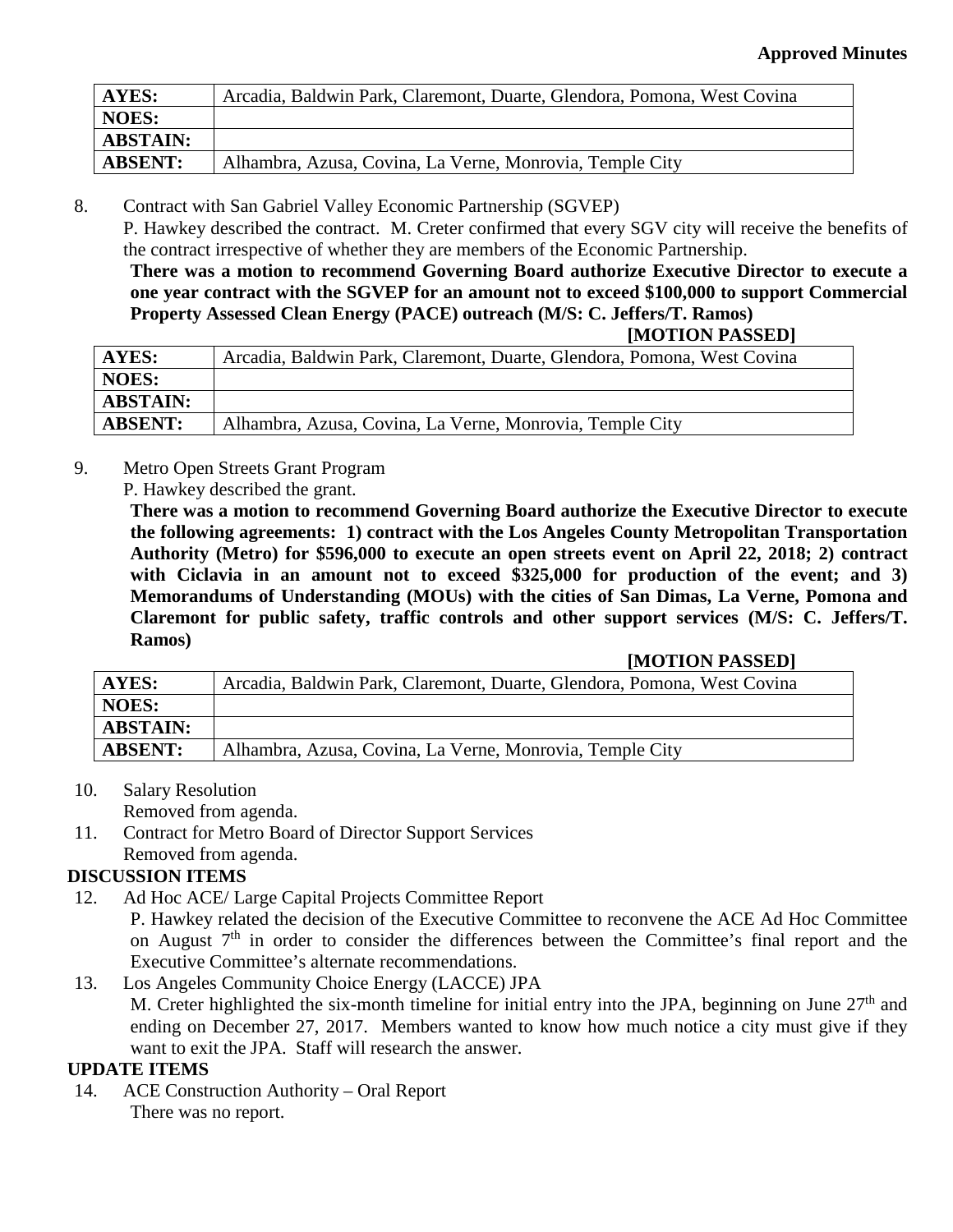**Approved Minutes**

| AYES: | Arcadia, Baldwin Park, Claremont, Duarte, Glendora, Pomona, West Covina |
|---|---|
| NOES: | |
| ABSTAIN: | |
| ABSENT: | Alhambra, Azusa, Covina, La Verne, Monrovia, Temple City |

8. Contract with San Gabriel Valley Economic Partnership (SGVEP)

   P. Hawkey described the contract. M. Creter confirmed that every SGV city will receive the benefits of the contract irrespective of whether they are members of the Economic Partnership.

   **There was a motion to recommend Governing Board authorize Executive Director to execute a one year contract with the SGVEP for an amount not to exceed $100,000 to support Commercial Property Assessed Clean Energy (PACE) outreach (M/S: C. Jeffers/T. Ramos)**

   **[MOTION PASSED]**

| AYES: | Arcadia, Baldwin Park, Claremont, Duarte, Glendora, Pomona, West Covina |
|---|---|
| NOES: | |
| ABSTAIN: | |
| ABSENT: | Alhambra, Azusa, Covina, La Verne, Monrovia, Temple City |

9. Metro Open Streets Grant Program

   P. Hawkey described the grant.

   **There was a motion to recommend Governing Board authorize the Executive Director to execute the following agreements: 1) contract with the Los Angeles County Metropolitan Transportation Authority (Metro) for $596,000 to execute an open streets event on April 22, 2018; 2) contract with Ciclavia in an amount not to exceed $325,000 for production of the event; and 3) Memorandums of Understanding (MOUs) with the cities of San Dimas, La Verne, Pomona and Claremont for public safety, traffic controls and other support services (M/S: C. Jeffers/T. Ramos)**

   **[MOTION PASSED]**

| AYES: | Arcadia, Baldwin Park, Claremont, Duarte, Glendora, Pomona, West Covina |
|---|---|
| NOES: | |
| ABSTAIN: | |
| ABSENT: | Alhambra, Azusa, Covina, La Verne, Monrovia, Temple City |

10. Salary Resolution

    Removed from agenda.

11. Contract for Metro Board of Director Support Services

    Removed from agenda.

**DISCUSSION ITEMS**

12. Ad Hoc ACE/ Large Capital Projects Committee Report

    P. Hawkey related the decision of the Executive Committee to reconvene the ACE Ad Hoc Committee on August 7th in order to consider the differences between the Committee's final report and the Executive Committee's alternate recommendations.

13. Los Angeles Community Choice Energy (LACCE) JPA

    M. Creter highlighted the six-month timeline for initial entry into the JPA, beginning on June 27th and ending on December 27, 2017. Members wanted to know how much notice a city must give if they want to exit the JPA. Staff will research the answer.

**UPDATE ITEMS**

14. ACE Construction Authority – Oral Report

    There was no report.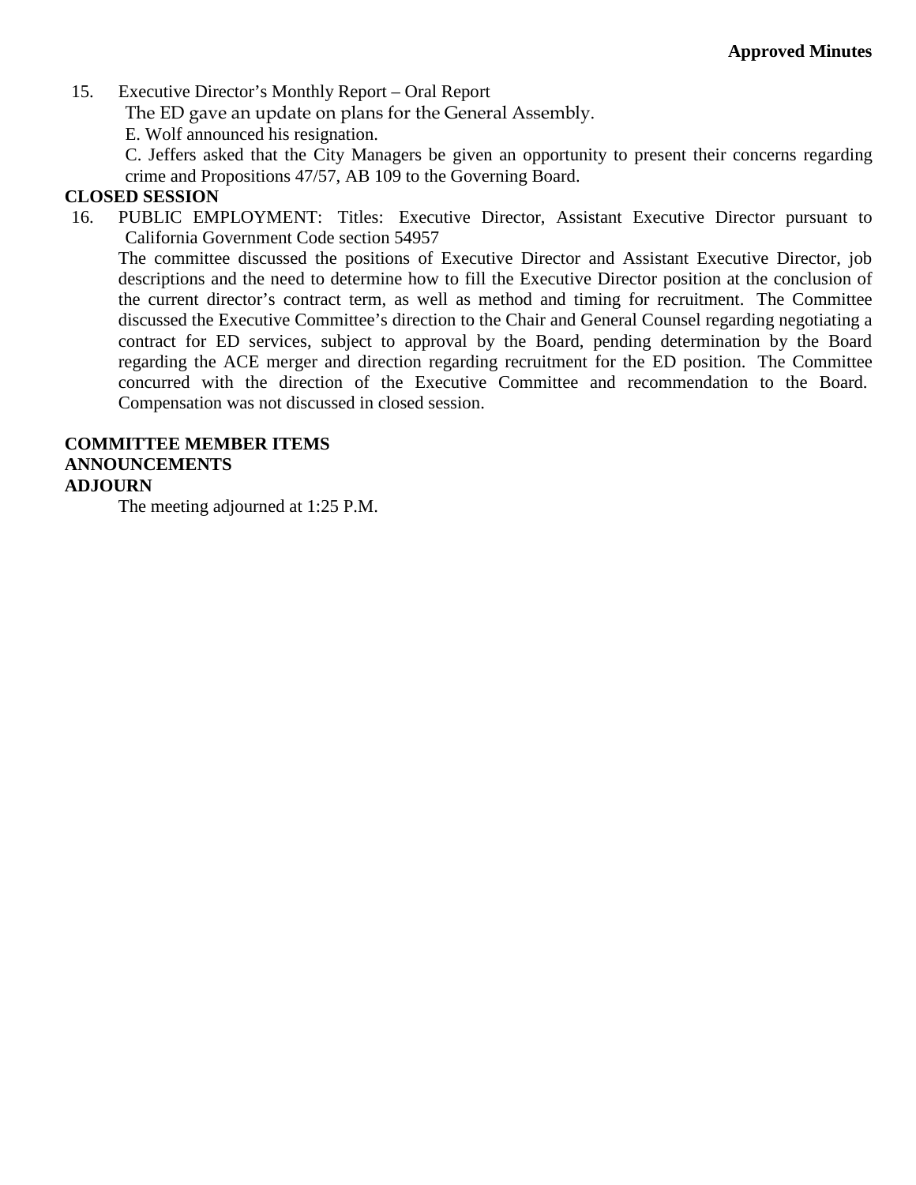15. Executive Director's Monthly Report – Oral Report

    The ED gave an update on plans for the General Assembly.

    E. Wolf announced his resignation.

    C. Jeffers asked that the City Managers be given an opportunity to present their concerns regarding crime and Propositions 47/57, AB 109 to the Governing Board.

**CLOSED SESSION**

16. PUBLIC EMPLOYMENT: Titles: Executive Director, Assistant Executive Director pursuant to California Government Code section 54957

    The committee discussed the positions of Executive Director and Assistant Executive Director, job descriptions and the need to determine how to fill the Executive Director position at the conclusion of the current director's contract term, as well as method and timing for recruitment. The Committee discussed the Executive Committee's direction to the Chair and General Counsel regarding negotiating a contract for ED services, subject to approval by the Board, pending determination by the Board regarding the ACE merger and direction regarding recruitment for the ED position. The Committee concurred with the direction of the Executive Committee and recommendation to the Board. Compensation was not discussed in closed session.

**COMMITTEE MEMBER ITEMS**

**ANNOUNCEMENTS**

**ADJOURN**

The meeting adjourned at 1:25 P.M.